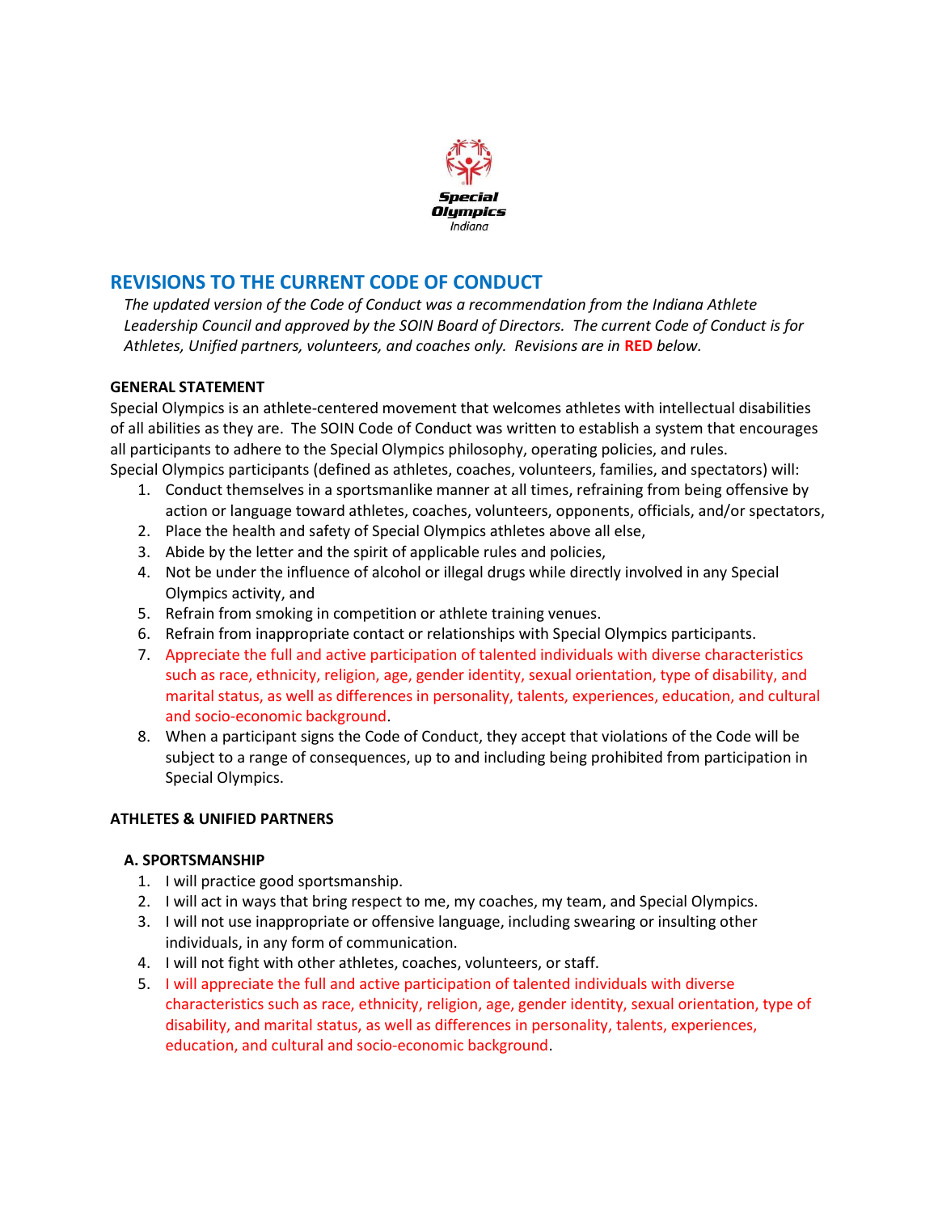Special Olympics Indiana

# REVISIONS TO THE CURRENT CODE OF CONDUCT

*The updated version of the Code of Conduct was a recommendation from the Indiana Athlete Leadership Council and approved by the SOIN Board of Directors. The current Code of Conduct is for Athletes, Unified partners, volunteers, and coaches only. Revisions are in **RED** below.*

**GENERAL STATEMENT**

Special Olympics is an athlete-centered movement that welcomes athletes with intellectual disabilities of all abilities as they are. The SOIN Code of Conduct was written to establish a system that encourages all participants to adhere to the Special Olympics philosophy, operating policies, and rules.

Special Olympics participants (defined as athletes, coaches, volunteers, families, and spectators) will:

1. Conduct themselves in a sportsmanlike manner at all times, refraining from being offensive by action or language toward athletes, coaches, volunteers, opponents, officials, and/or spectators,
2. Place the health and safety of Special Olympics athletes above all else,
3. Abide by the letter and the spirit of applicable rules and policies,
4. Not be under the influence of alcohol or illegal drugs while directly involved in any Special Olympics activity, and
5. Refrain from smoking in competition or athlete training venues.
6. Refrain from inappropriate contact or relationships with Special Olympics participants.
7. Appreciate the full and active participation of talented individuals with diverse characteristics such as race, ethnicity, religion, age, gender identity, sexual orientation, type of disability, and marital status, as well as differences in personality, talents, experiences, education, and cultural and socio-economic background.
8. When a participant signs the Code of Conduct, they accept that violations of the Code will be subject to a range of consequences, up to and including being prohibited from participation in Special Olympics.

**ATHLETES & UNIFIED PARTNERS**

**A. SPORTSMANSHIP**

1. I will practice good sportsmanship.
2. I will act in ways that bring respect to me, my coaches, my team, and Special Olympics.
3. I will not use inappropriate or offensive language, including swearing or insulting other individuals, in any form of communication.
4. I will not fight with other athletes, coaches, volunteers, or staff.
5. I will appreciate the full and active participation of talented individuals with diverse characteristics such as race, ethnicity, religion, age, gender identity, sexual orientation, type of disability, and marital status, as well as differences in personality, talents, experiences, education, and cultural and socio-economic background.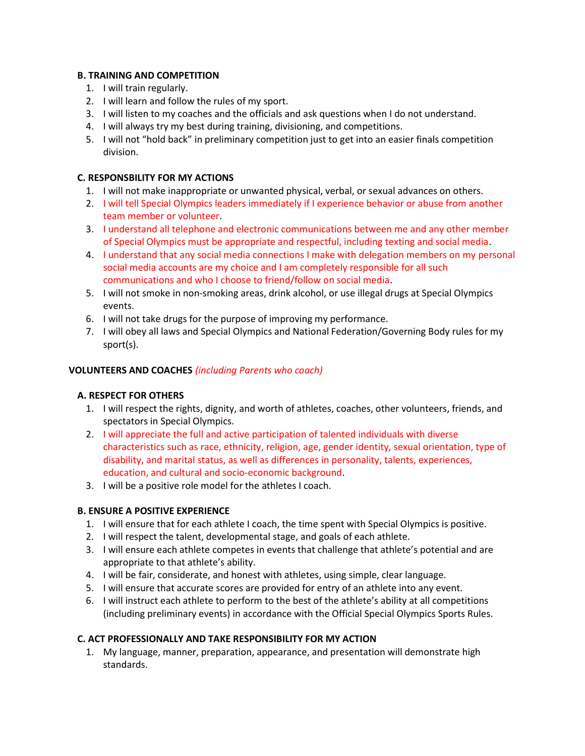### B. TRAINING AND COMPETITION

1. I will train regularly.
2. I will learn and follow the rules of my sport.
3. I will listen to my coaches and the officials and ask questions when I do not understand.
4. I will always try my best during training, divisioning, and competitions.
5. I will not "hold back" in preliminary competition just to get into an easier finals competition division.

### C. RESPONSBILITY FOR MY ACTIONS

1. I will not make inappropriate or unwanted physical, verbal, or sexual advances on others.
2. I will tell Special Olympics leaders immediately if I experience behavior or abuse from another team member or volunteer.
3. I understand all telephone and electronic communications between me and any other member of Special Olympics must be appropriate and respectful, including texting and social media.
4. I understand that any social media connections I make with delegation members on my personal social media accounts are my choice and I am completely responsible for all such communications and who I choose to friend/follow on social media.
5. I will not smoke in non-smoking areas, drink alcohol, or use illegal drugs at Special Olympics events.
6. I will not take drugs for the purpose of improving my performance.
7. I will obey all laws and Special Olympics and National Federation/Governing Body rules for my sport(s).

## VOLUNTEERS AND COACHES *(including Parents who coach)*

### A. RESPECT FOR OTHERS

1. I will respect the rights, dignity, and worth of athletes, coaches, other volunteers, friends, and spectators in Special Olympics.
2. I will appreciate the full and active participation of talented individuals with diverse characteristics such as race, ethnicity, religion, age, gender identity, sexual orientation, type of disability, and marital status, as well as differences in personality, talents, experiences, education, and cultural and socio-economic background.
3. I will be a positive role model for the athletes I coach.

### B. ENSURE A POSITIVE EXPERIENCE

1. I will ensure that for each athlete I coach, the time spent with Special Olympics is positive.
2. I will respect the talent, developmental stage, and goals of each athlete.
3. I will ensure each athlete competes in events that challenge that athlete's potential and are appropriate to that athlete's ability.
4. I will be fair, considerate, and honest with athletes, using simple, clear language.
5. I will ensure that accurate scores are provided for entry of an athlete into any event.
6. I will instruct each athlete to perform to the best of the athlete's ability at all competitions (including preliminary events) in accordance with the Official Special Olympics Sports Rules.

### C. ACT PROFESSIONALLY AND TAKE RESPONSIBILITY FOR MY ACTION

1. My language, manner, preparation, appearance, and presentation will demonstrate high standards.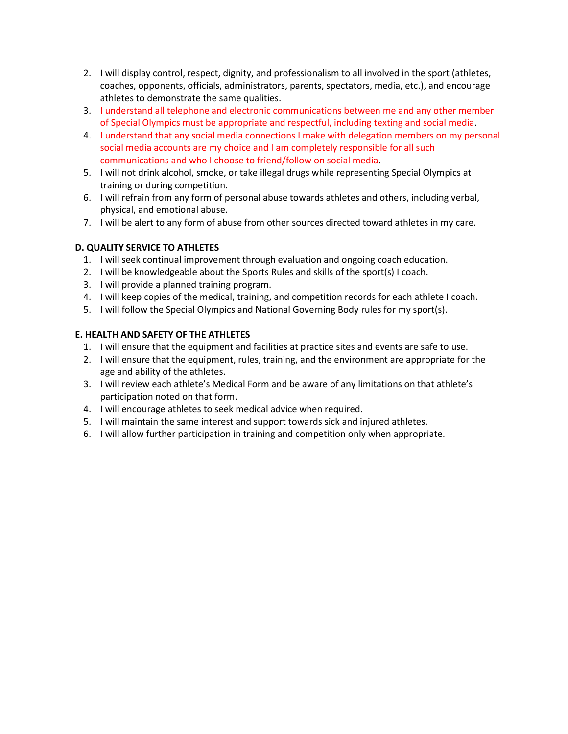2. I will display control, respect, dignity, and professionalism to all involved in the sport (athletes, coaches, opponents, officials, administrators, parents, spectators, media, etc.), and encourage athletes to demonstrate the same qualities.
3. I understand all telephone and electronic communications between me and any other member of Special Olympics must be appropriate and respectful, including texting and social media.
4. I understand that any social media connections I make with delegation members on my personal social media accounts are my choice and I am completely responsible for all such communications and who I choose to friend/follow on social media.
5. I will not drink alcohol, smoke, or take illegal drugs while representing Special Olympics at training or during competition.
6. I will refrain from any form of personal abuse towards athletes and others, including verbal, physical, and emotional abuse.
7. I will be alert to any form of abuse from other sources directed toward athletes in my care.

**D. QUALITY SERVICE TO ATHLETES**

1. I will seek continual improvement through evaluation and ongoing coach education.
2. I will be knowledgeable about the Sports Rules and skills of the sport(s) I coach.
3. I will provide a planned training program.
4. I will keep copies of the medical, training, and competition records for each athlete I coach.
5. I will follow the Special Olympics and National Governing Body rules for my sport(s).

**E. HEALTH AND SAFETY OF THE ATHLETES**

1. I will ensure that the equipment and facilities at practice sites and events are safe to use.
2. I will ensure that the equipment, rules, training, and the environment are appropriate for the age and ability of the athletes.
3. I will review each athlete's Medical Form and be aware of any limitations on that athlete's participation noted on that form.
4. I will encourage athletes to seek medical advice when required.
5. I will maintain the same interest and support towards sick and injured athletes.
6. I will allow further participation in training and competition only when appropriate.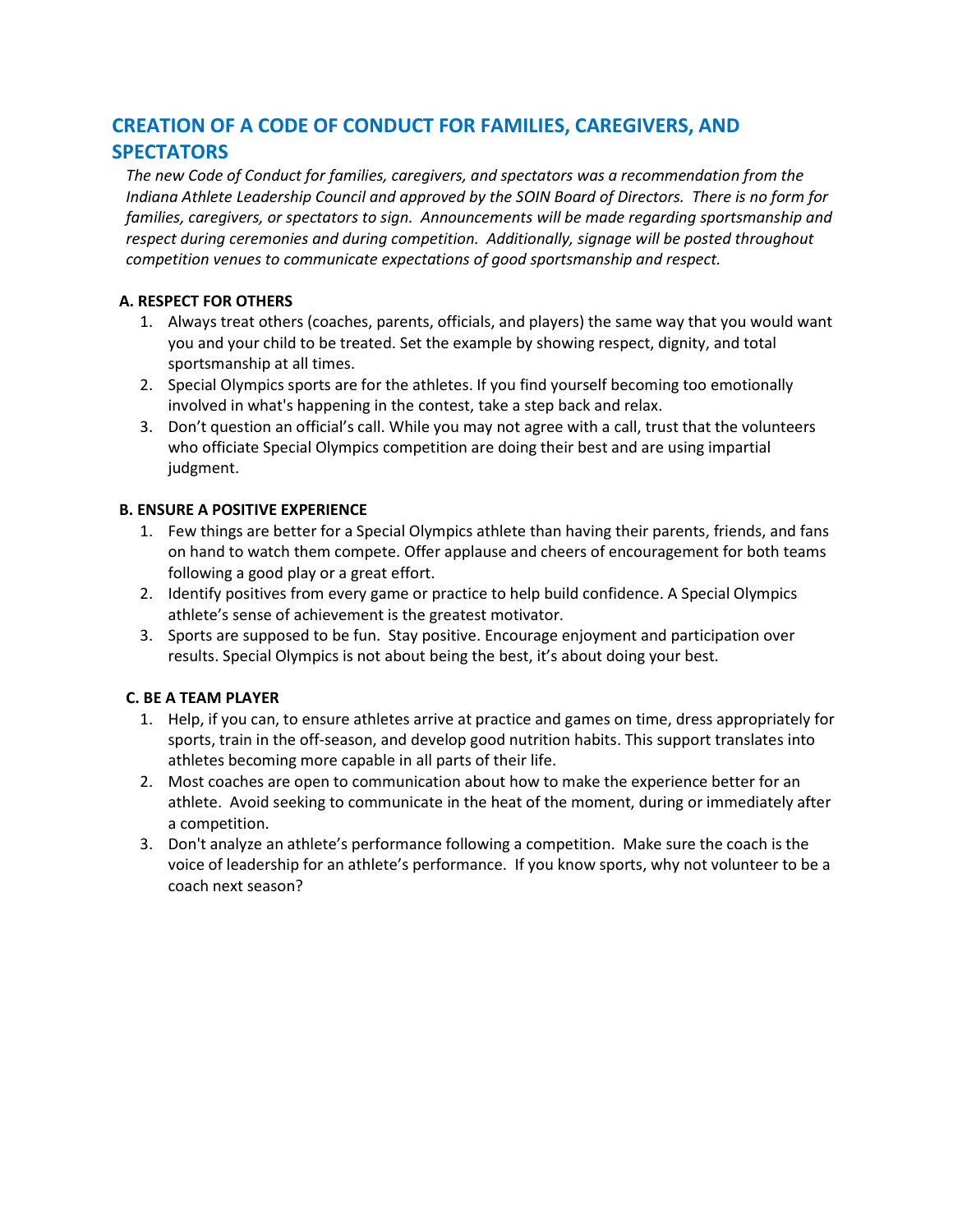## CREATION OF A CODE OF CONDUCT FOR FAMILIES, CAREGIVERS, AND SPECTATORS

*The new Code of Conduct for families, caregivers, and spectators was a recommendation from the Indiana Athlete Leadership Council and approved by the SOIN Board of Directors. There is no form for families, caregivers, or spectators to sign. Announcements will be made regarding sportsmanship and respect during ceremonies and during competition. Additionally, signage will be posted throughout competition venues to communicate expectations of good sportsmanship and respect.*

### A. RESPECT FOR OTHERS

1. Always treat others (coaches, parents, officials, and players) the same way that you would want you and your child to be treated. Set the example by showing respect, dignity, and total sportsmanship at all times.
2. Special Olympics sports are for the athletes. If you find yourself becoming too emotionally involved in what's happening in the contest, take a step back and relax.
3. Don't question an official's call. While you may not agree with a call, trust that the volunteers who officiate Special Olympics competition are doing their best and are using impartial judgment.

### B. ENSURE A POSITIVE EXPERIENCE

1. Few things are better for a Special Olympics athlete than having their parents, friends, and fans on hand to watch them compete. Offer applause and cheers of encouragement for both teams following a good play or a great effort.
2. Identify positives from every game or practice to help build confidence. A Special Olympics athlete's sense of achievement is the greatest motivator.
3. Sports are supposed to be fun. Stay positive. Encourage enjoyment and participation over results. Special Olympics is not about being the best, it's about doing your best.

### C. BE A TEAM PLAYER

1. Help, if you can, to ensure athletes arrive at practice and games on time, dress appropriately for sports, train in the off-season, and develop good nutrition habits. This support translates into athletes becoming more capable in all parts of their life.
2. Most coaches are open to communication about how to make the experience better for an athlete. Avoid seeking to communicate in the heat of the moment, during or immediately after a competition.
3. Don't analyze an athlete's performance following a competition. Make sure the coach is the voice of leadership for an athlete's performance. If you know sports, why not volunteer to be a coach next season?